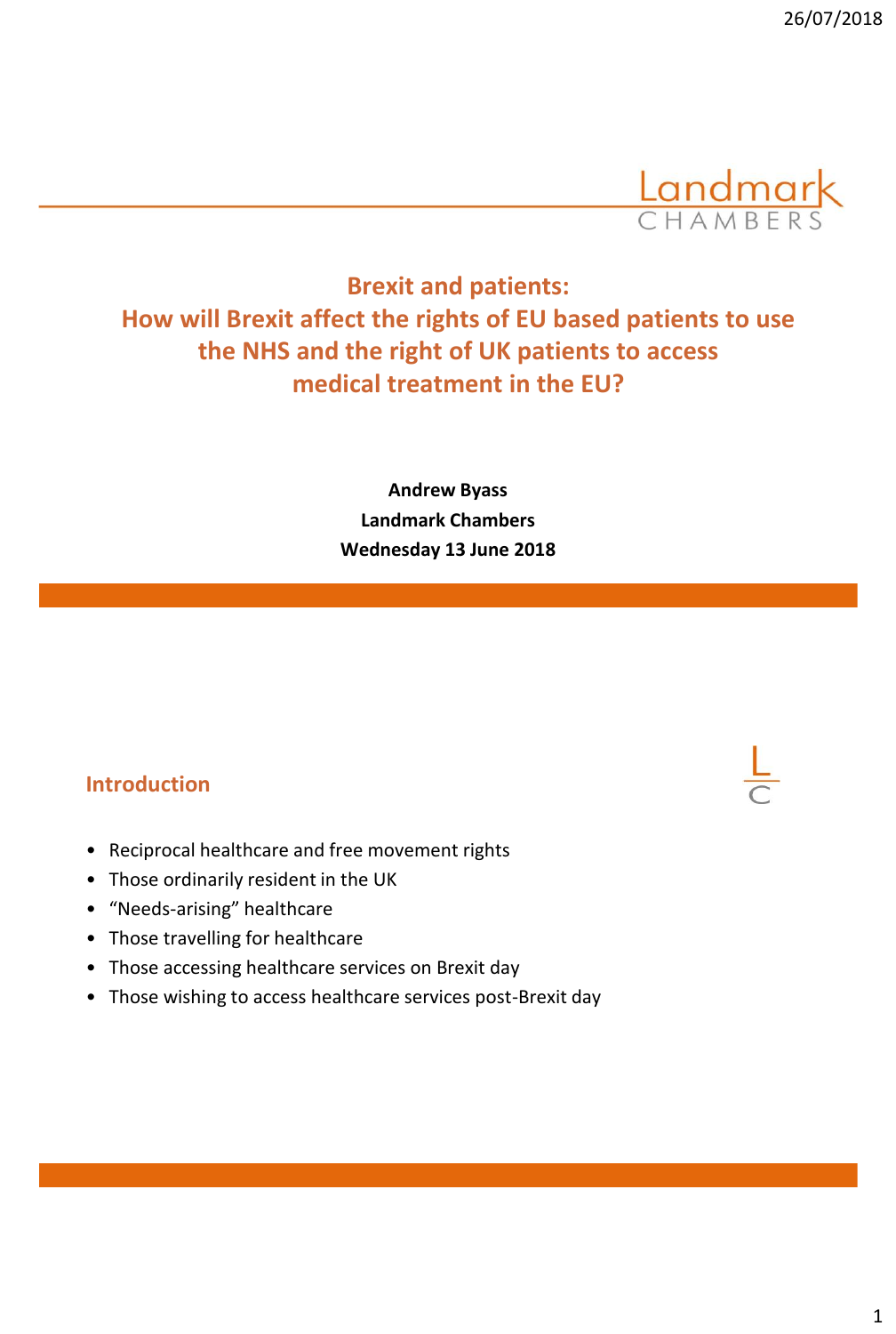# Brexit and patients: How will Brexit affect the rights of EU based patients to use the NHS and the right of UK patients to access medical treatment in the EU?

**Andrew Byass**
**Landmark Chambers**
**Wednesday 13 June 2018**

## Introduction

- Reciprocal healthcare and free movement rights
- Those ordinarily resident in the UK
- "Needs-arising" healthcare
- Those travelling for healthcare
- Those accessing healthcare services on Brexit day
- Those wishing to access healthcare services post-Brexit day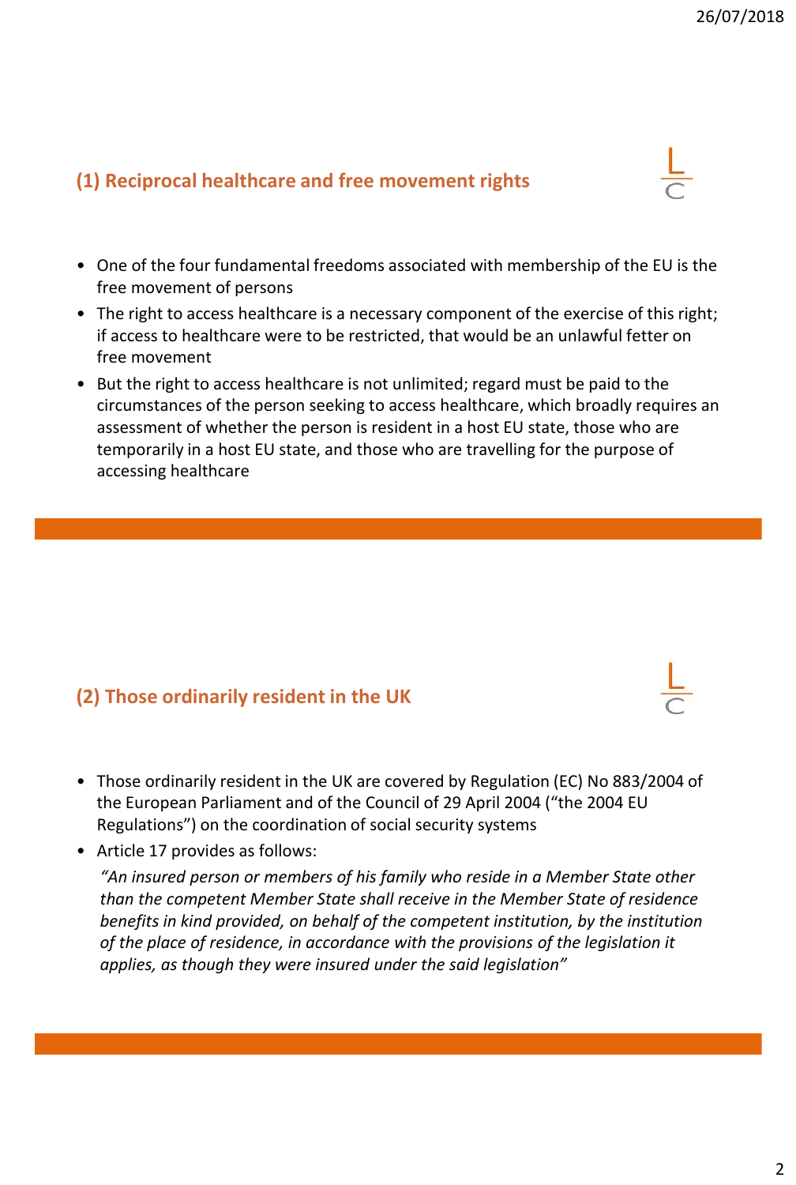## (1) Reciprocal healthcare and free movement rights

- One of the four fundamental freedoms associated with membership of the EU is the free movement of persons
- The right to access healthcare is a necessary component of the exercise of this right; if access to healthcare were to be restricted, that would be an unlawful fetter on free movement
- But the right to access healthcare is not unlimited; regard must be paid to the circumstances of the person seeking to access healthcare, which broadly requires an assessment of whether the person is resident in a host EU state, those who are temporarily in a host EU state, and those who are travelling for the purpose of accessing healthcare

## (2) Those ordinarily resident in the UK

- Those ordinarily resident in the UK are covered by Regulation (EC) No 883/2004 of the European Parliament and of the Council of 29 April 2004 ("the 2004 EU Regulations") on the coordination of social security systems
- Article 17 provides as follows:

  *"An insured person or members of his family who reside in a Member State other than the competent Member State shall receive in the Member State of residence benefits in kind provided, on behalf of the competent institution, by the institution of the place of residence, in accordance with the provisions of the legislation it applies, as though they were insured under the said legislation"*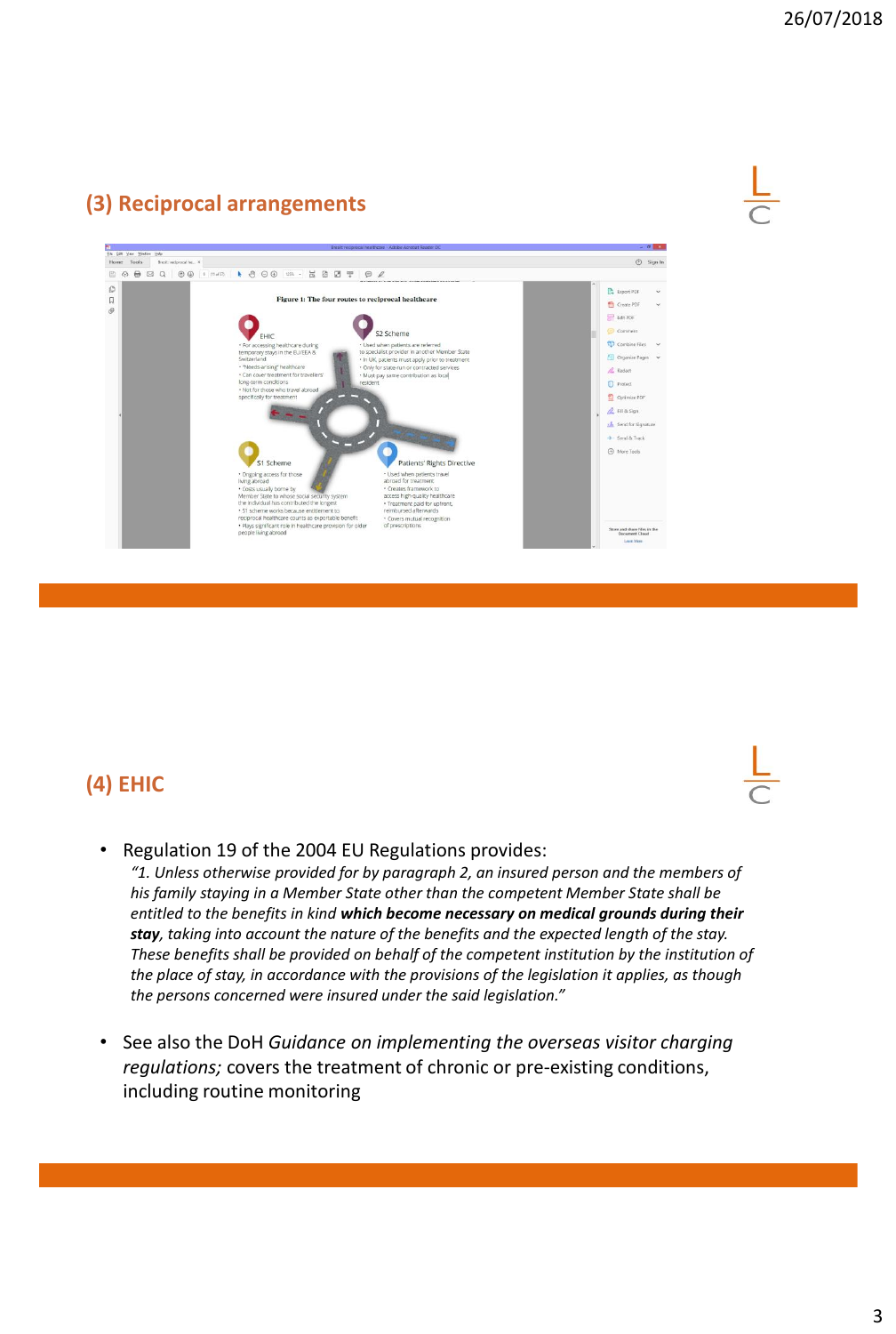## (3) Reciprocal arrangements

Figure 1: The four routes to reciprocal healthcare

EHIC
- For accessing healthcare during temporary stays in the EU/EEA & Switzerland
- "Needs-arising" healthcare
- Can cover treatment for travellers' long-term conditions
- Not for those who travel abroad specifically for treatment

S2 Scheme
- Used when patients are referred to specialist provider in another Member State
- In UK, patients must apply prior to treatment
- Only for state-run or contracted services
- Must pay same contribution as local resident

S1 Scheme
- Ongoing access for those living abroad
- Costs usually borne by Member State to whose social security system the individual has contributed the longest
- S1 scheme works because entitlement to reciprocal healthcare counts as exportable benefit
- Plays significant role in healthcare provision for older people living abroad

Patients' Rights Directive
- Used when patients travel abroad for treatment
- Creates framework to access high-quality healthcare
- Treatment paid for upfront, reimbursed afterwards
- Covers mutual recognition of prescriptions

## (4) EHIC

- Regulation 19 of the 2004 EU Regulations provides:
  *"1. Unless otherwise provided for by paragraph 2, an insured person and the members of his family staying in a Member State other than the competent Member State shall be entitled to the benefits in kind* ***which become necessary on medical grounds during their stay****, taking into account the nature of the benefits and the expected length of the stay. These benefits shall be provided on behalf of the competent institution by the institution of the place of stay, in accordance with the provisions of the legislation it applies, as though the persons concerned were insured under the said legislation."*

- See also the DoH *Guidance on implementing the overseas visitor charging regulations;* covers the treatment of chronic or pre-existing conditions, including routine monitoring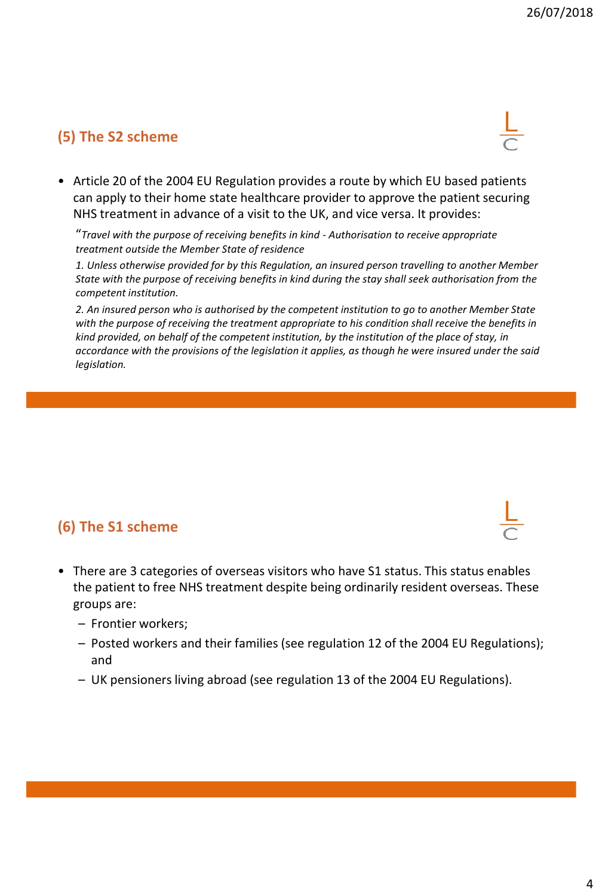## (5) The S2 scheme

- Article 20 of the 2004 EU Regulation provides a route by which EU based patients can apply to their home state healthcare provider to approve the patient securing NHS treatment in advance of a visit to the UK, and vice versa. It provides:

  "*Travel with the purpose of receiving benefits in kind - Authorisation to receive appropriate treatment outside the Member State of residence*

  *1. Unless otherwise provided for by this Regulation, an insured person travelling to another Member State with the purpose of receiving benefits in kind during the stay shall seek authorisation from the competent institution.*

  *2. An insured person who is authorised by the competent institution to go to another Member State with the purpose of receiving the treatment appropriate to his condition shall receive the benefits in kind provided, on behalf of the competent institution, by the institution of the place of stay, in accordance with the provisions of the legislation it applies, as though he were insured under the said legislation.*

## (6) The S1 scheme

- There are 3 categories of overseas visitors who have S1 status. This status enables the patient to free NHS treatment despite being ordinarily resident overseas. These groups are:
  - Frontier workers;
  - Posted workers and their families (see regulation 12 of the 2004 EU Regulations); and
  - UK pensioners living abroad (see regulation 13 of the 2004 EU Regulations).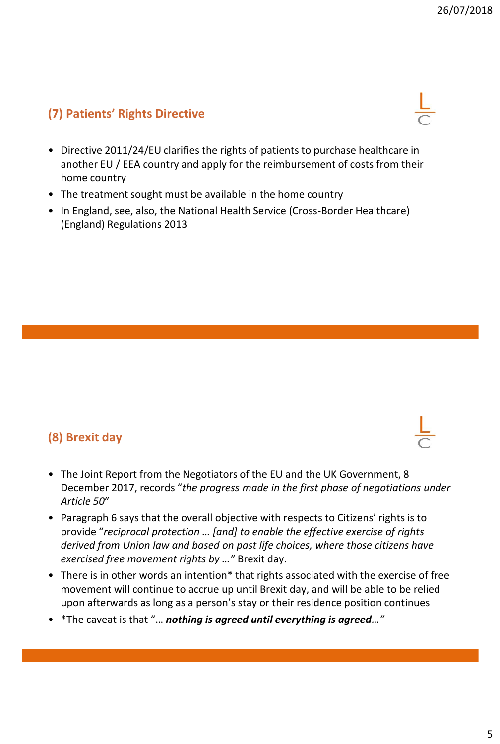## (7) Patients' Rights Directive

- Directive 2011/24/EU clarifies the rights of patients to purchase healthcare in another EU / EEA country and apply for the reimbursement of costs from their home country
- The treatment sought must be available in the home country
- In England, see, also, the National Health Service (Cross-Border Healthcare) (England) Regulations 2013

## (8) Brexit day

- The Joint Report from the Negotiators of the EU and the UK Government, 8 December 2017, records "*the progress made in the first phase of negotiations under Article 50*"
- Paragraph 6 says that the overall objective with respects to Citizens' rights is to provide "*reciprocal protection … [and] to enable the effective exercise of rights derived from Union law and based on past life choices, where those citizens have exercised free movement rights by …*" Brexit day.
- There is in other words an intention* that rights associated with the exercise of free movement will continue to accrue up until Brexit day, and will be able to be relied upon afterwards as long as a person's stay or their residence position continues
- *The caveat is that "… ***nothing is agreed until everything is agreed****…*"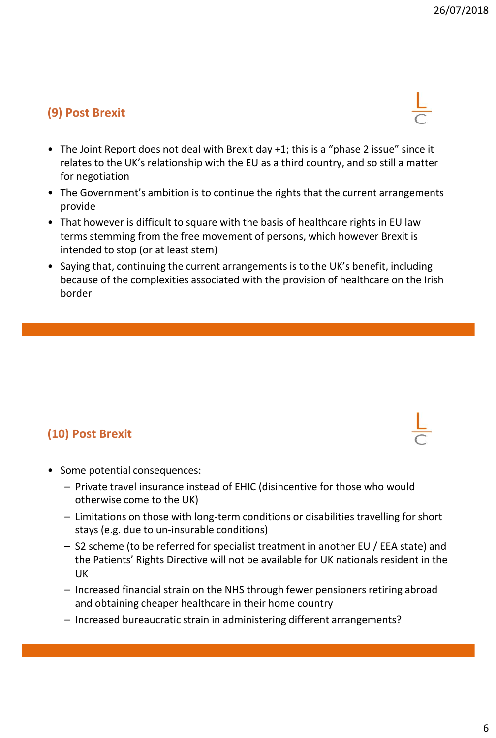## (9) Post Brexit

- The Joint Report does not deal with Brexit day +1; this is a "phase 2 issue" since it relates to the UK's relationship with the EU as a third country, and so still a matter for negotiation
- The Government's ambition is to continue the rights that the current arrangements provide
- That however is difficult to square with the basis of healthcare rights in EU law terms stemming from the free movement of persons, which however Brexit is intended to stop (or at least stem)
- Saying that, continuing the current arrangements is to the UK's benefit, including because of the complexities associated with the provision of healthcare on the Irish border

## (10) Post Brexit

- Some potential consequences:
  - Private travel insurance instead of EHIC (disincentive for those who would otherwise come to the UK)
  - Limitations on those with long-term conditions or disabilities travelling for short stays (e.g. due to un-insurable conditions)
  - S2 scheme (to be referred for specialist treatment in another EU / EEA state) and the Patients' Rights Directive will not be available for UK nationals resident in the UK
  - Increased financial strain on the NHS through fewer pensioners retiring abroad and obtaining cheaper healthcare in their home country
  - Increased bureaucratic strain in administering different arrangements?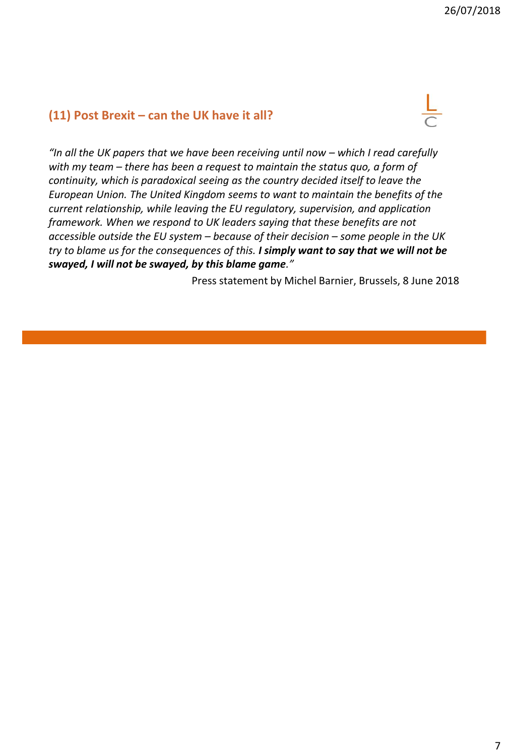## (11) Post Brexit – can the UK have it all?

*"In all the UK papers that we have been receiving until now – which I read carefully with my team – there has been a request to maintain the status quo, a form of continuity, which is paradoxical seeing as the country decided itself to leave the European Union. The United Kingdom seems to want to maintain the benefits of the current relationship, while leaving the EU regulatory, supervision, and application framework. When we respond to UK leaders saying that these benefits are not accessible outside the EU system – because of their decision – some people in the UK try to blame us for the consequences of this.* ***I simply want to say that we will not be swayed, I will not be swayed, by this blame game****."*

Press statement by Michel Barnier, Brussels, 8 June 2018